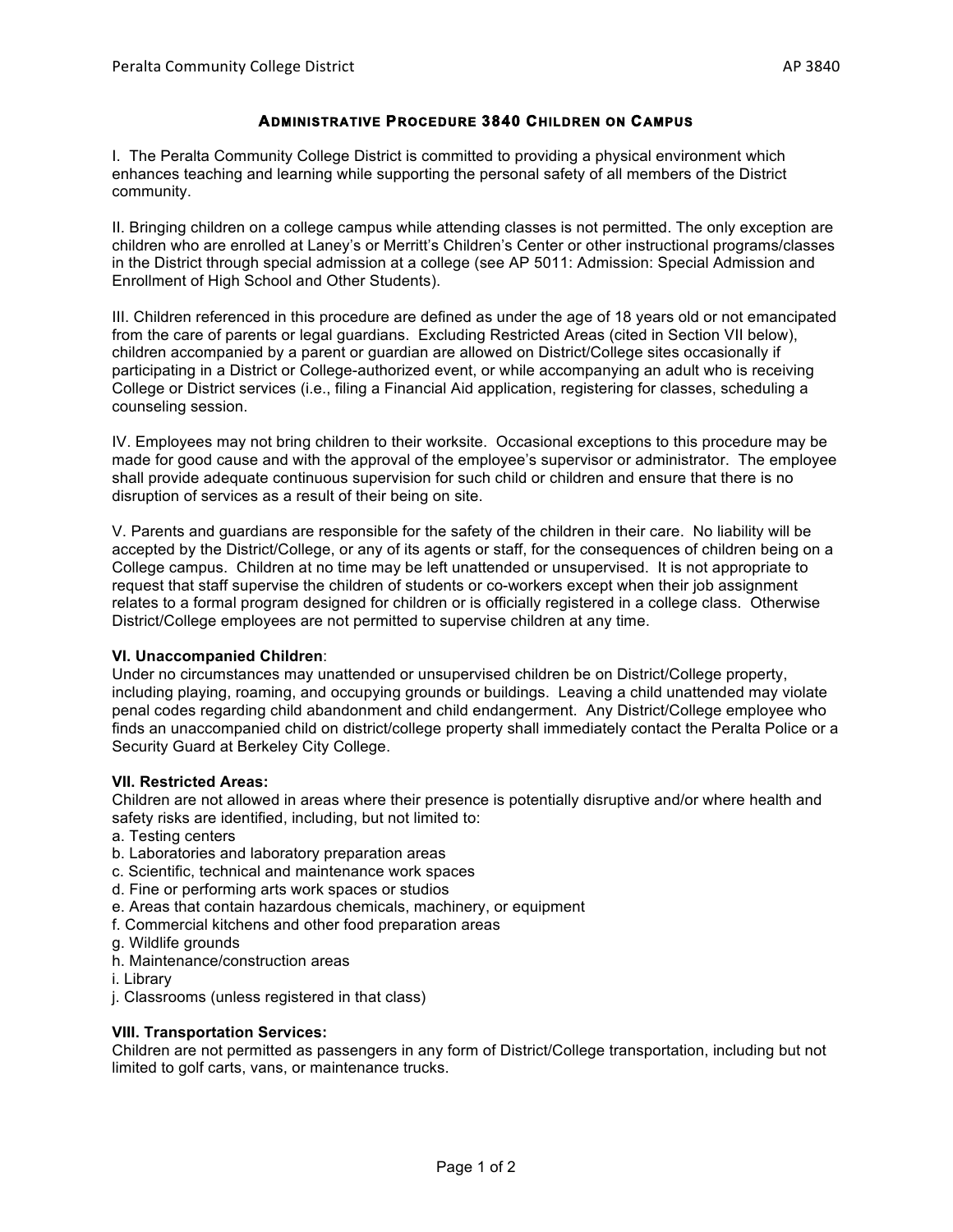# Administrative Procedure 3840 Children on Campus

I. The Peralta Community College District is committed to providing a physical environment which enhances teaching and learning while supporting the personal safety of all members of the District community.

II. Bringing children on a college campus while attending classes is not permitted. The only exception are children who are enrolled at Laney's or Merritt's Children's Center or other instructional programs/classes in the District through special admission at a college (see AP 5011: Admission: Special Admission and Enrollment of High School and Other Students).

III. Children referenced in this procedure are defined as under the age of 18 years old or not emancipated from the care of parents or legal guardians. Excluding Restricted Areas (cited in Section VII below), children accompanied by a parent or guardian are allowed on District/College sites occasionally if participating in a District or College-authorized event, or while accompanying an adult who is receiving College or District services (i.e., filing a Financial Aid application, registering for classes, scheduling a counseling session.

IV. Employees may not bring children to their worksite. Occasional exceptions to this procedure may be made for good cause and with the approval of the employee's supervisor or administrator. The employee shall provide adequate continuous supervision for such child or children and ensure that there is no disruption of services as a result of their being on site.

V. Parents and guardians are responsible for the safety of the children in their care. No liability will be accepted by the District/College, or any of its agents or staff, for the consequences of children being on a College campus. Children at no time may be left unattended or unsupervised. It is not appropriate to request that staff supervise the children of students or co-workers except when their job assignment relates to a formal program designed for children or is officially registered in a college class. Otherwise District/College employees are not permitted to supervise children at any time.

**VI. Unaccompanied Children**:
Under no circumstances may unattended or unsupervised children be on District/College property, including playing, roaming, and occupying grounds or buildings. Leaving a child unattended may violate penal codes regarding child abandonment and child endangerment. Any District/College employee who finds an unaccompanied child on district/college property shall immediately contact the Peralta Police or a Security Guard at Berkeley City College.

**VII. Restricted Areas:**
Children are not allowed in areas where their presence is potentially disruptive and/or where health and safety risks are identified, including, but not limited to:

a. Testing centers
b. Laboratories and laboratory preparation areas
c. Scientific, technical and maintenance work spaces
d. Fine or performing arts work spaces or studios
e. Areas that contain hazardous chemicals, machinery, or equipment
f. Commercial kitchens and other food preparation areas
g. Wildlife grounds
h. Maintenance/construction areas
i. Library
j. Classrooms (unless registered in that class)

**VIII. Transportation Services:**
Children are not permitted as passengers in any form of District/College transportation, including but not limited to golf carts, vans, or maintenance trucks.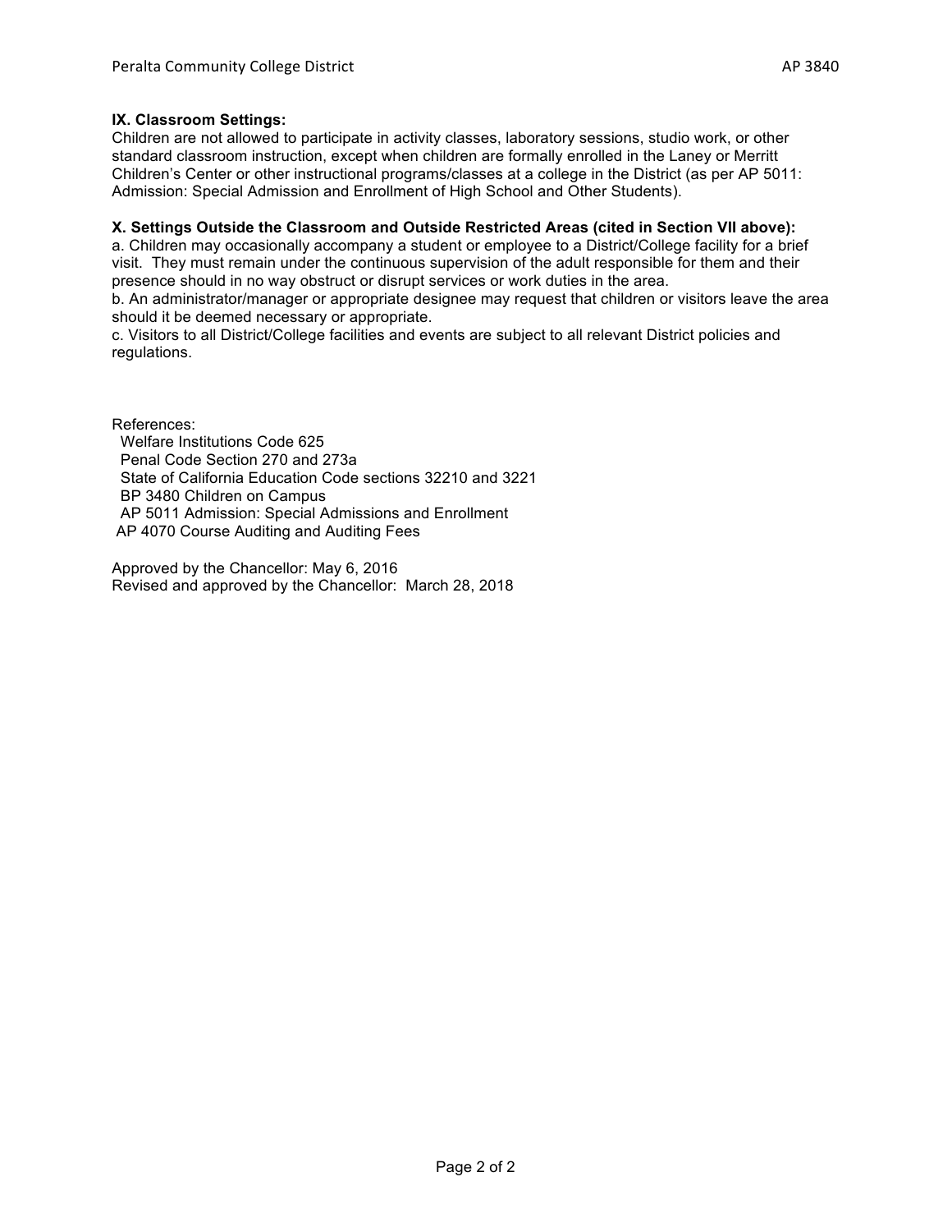**IX. Classroom Settings:**
Children are not allowed to participate in activity classes, laboratory sessions, studio work, or other standard classroom instruction, except when children are formally enrolled in the Laney or Merritt Children's Center or other instructional programs/classes at a college in the District (as per AP 5011: Admission: Special Admission and Enrollment of High School and Other Students).

**X. Settings Outside the Classroom and Outside Restricted Areas (cited in Section VII above):**
a. Children may occasionally accompany a student or employee to a District/College facility for a brief visit. They must remain under the continuous supervision of the adult responsible for them and their presence should in no way obstruct or disrupt services or work duties in the area.
b. An administrator/manager or appropriate designee may request that children or visitors leave the area should it be deemed necessary or appropriate.
c. Visitors to all District/College facilities and events are subject to all relevant District policies and regulations.

References:
Welfare Institutions Code 625
Penal Code Section 270 and 273a
State of California Education Code sections 32210 and 3221
BP 3480 Children on Campus
AP 5011 Admission: Special Admissions and Enrollment
AP 4070 Course Auditing and Auditing Fees

Approved by the Chancellor: May 6, 2016
Revised and approved by the Chancellor: March 28, 2018